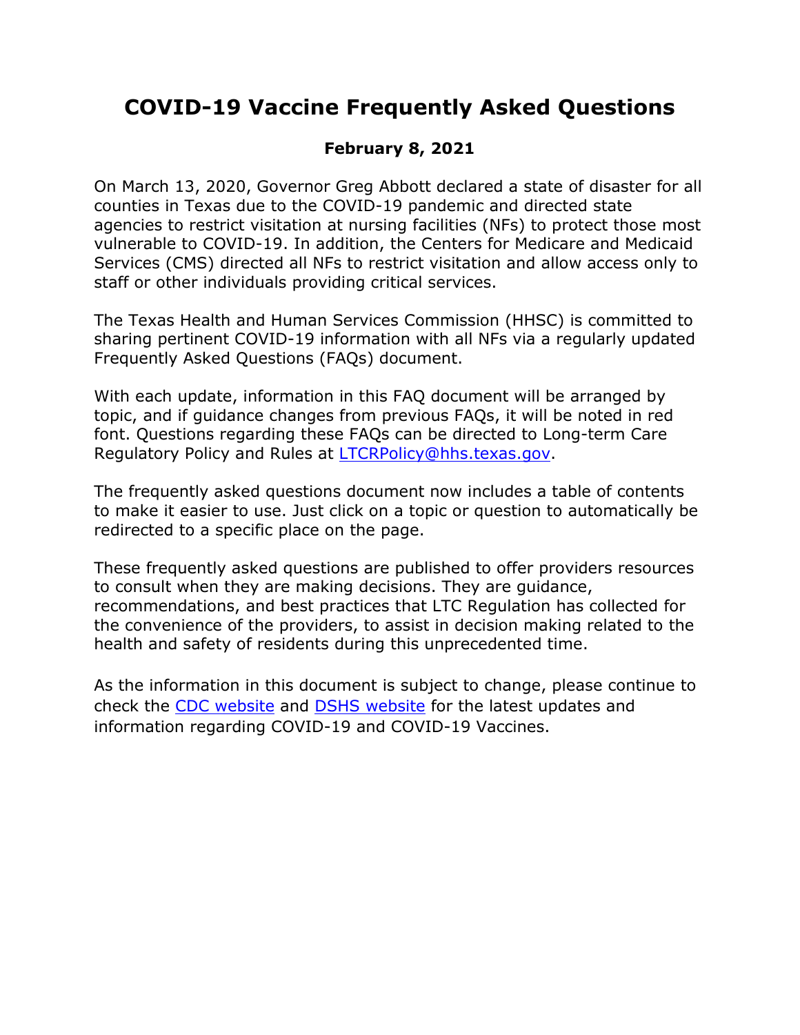# COVID-19 Vaccine Frequently Asked Questions

**February 8, 2021**

On March 13, 2020, Governor Greg Abbott declared a state of disaster for all counties in Texas due to the COVID-19 pandemic and directed state agencies to restrict visitation at nursing facilities (NFs) to protect those most vulnerable to COVID-19. In addition, the Centers for Medicare and Medicaid Services (CMS) directed all NFs to restrict visitation and allow access only to staff or other individuals providing critical services.

The Texas Health and Human Services Commission (HHSC) is committed to sharing pertinent COVID-19 information with all NFs via a regularly updated Frequently Asked Questions (FAQs) document.

With each update, information in this FAQ document will be arranged by topic, and if guidance changes from previous FAQs, it will be noted in red font. Questions regarding these FAQs can be directed to Long-term Care Regulatory Policy and Rules at [LTCRPolicy@hhs.texas.gov](mailto:LTCRPolicy@hhs.texas.gov).

The frequently asked questions document now includes a table of contents to make it easier to use. Just click on a topic or question to automatically be redirected to a specific place on the page.

These frequently asked questions are published to offer providers resources to consult when they are making decisions. They are guidance, recommendations, and best practices that LTC Regulation has collected for the convenience of the providers, to assist in decision making related to the health and safety of residents during this unprecedented time.

As the information in this document is subject to change, please continue to check the CDC website and DSHS website for the latest updates and information regarding COVID-19 and COVID-19 Vaccines.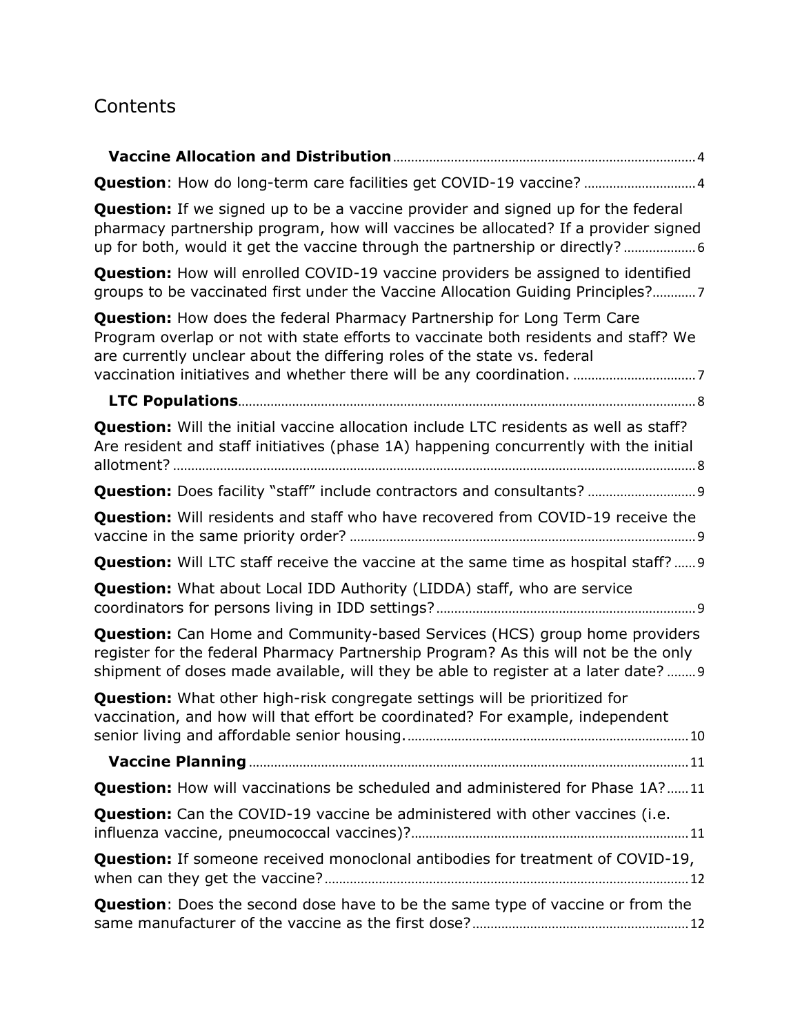# Contents

**Vaccine Allocation and Distribution** ........ 4

**Question**: How do long-term care facilities get COVID-19 vaccine? ........ 4

**Question:** If we signed up to be a vaccine provider and signed up for the federal pharmacy partnership program, how will vaccines be allocated? If a provider signed up for both, would it get the vaccine through the partnership or directly? ........ 6

**Question:** How will enrolled COVID-19 vaccine providers be assigned to identified groups to be vaccinated first under the Vaccine Allocation Guiding Principles? ........ 7

**Question:** How does the federal Pharmacy Partnership for Long Term Care Program overlap or not with state efforts to vaccinate both residents and staff? We are currently unclear about the differing roles of the state vs. federal vaccination initiatives and whether there will be any coordination. ........ 7

**LTC Populations** ........ 8

**Question:** Will the initial vaccine allocation include LTC residents as well as staff? Are resident and staff initiatives (phase 1A) happening concurrently with the initial allotment? ........ 8

**Question:** Does facility "staff" include contractors and consultants? ........ 9

**Question:** Will residents and staff who have recovered from COVID-19 receive the vaccine in the same priority order? ........ 9

**Question:** Will LTC staff receive the vaccine at the same time as hospital staff? ........ 9

**Question:** What about Local IDD Authority (LIDDA) staff, who are service coordinators for persons living in IDD settings? ........ 9

**Question:** Can Home and Community-based Services (HCS) group home providers register for the federal Pharmacy Partnership Program? As this will not be the only shipment of doses made available, will they be able to register at a later date? ........ 9

**Question:** What other high-risk congregate settings will be prioritized for vaccination, and how will that effort be coordinated? For example, independent senior living and affordable senior housing. ........ 10

**Vaccine Planning** ........ 11

**Question:** How will vaccinations be scheduled and administered for Phase 1A? ........ 11

**Question:** Can the COVID-19 vaccine be administered with other vaccines (i.e. influenza vaccine, pneumococcal vaccines)? ........ 11

**Question:** If someone received monoclonal antibodies for treatment of COVID-19, when can they get the vaccine? ........ 12

**Question**: Does the second dose have to be the same type of vaccine or from the same manufacturer of the vaccine as the first dose? ........ 12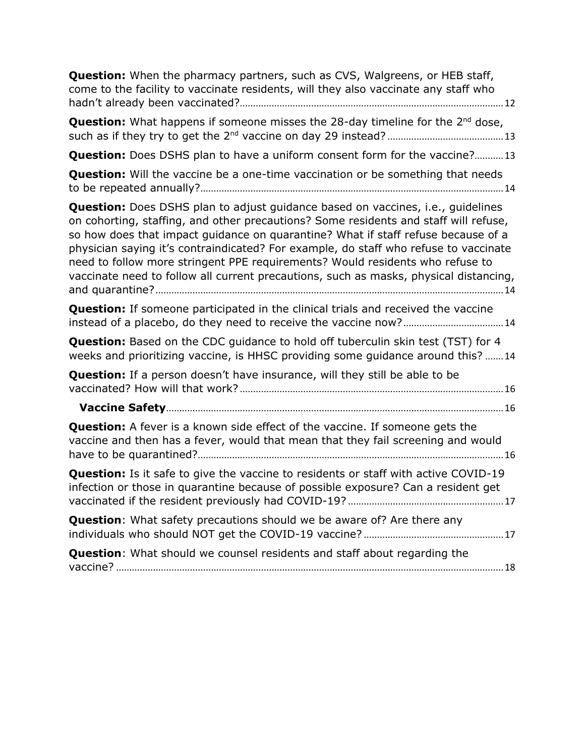**Question:** When the pharmacy partners, such as CVS, Walgreens, or HEB staff, come to the facility to vaccinate residents, will they also vaccinate any staff who hadn't already been vaccinated? 12

**Question:** What happens if someone misses the 28-day timeline for the 2nd dose, such as if they try to get the 2nd vaccine on day 29 instead? 13

**Question:** Does DSHS plan to have a uniform consent form for the vaccine? 13

**Question:** Will the vaccine be a one-time vaccination or be something that needs to be repeated annually? 14

**Question:** Does DSHS plan to adjust guidance based on vaccines, i.e., guidelines on cohorting, staffing, and other precautions? Some residents and staff will refuse, so how does that impact guidance on quarantine? What if staff refuse because of a physician saying it's contraindicated? For example, do staff who refuse to vaccinate need to follow more stringent PPE requirements? Would residents who refuse to vaccinate need to follow all current precautions, such as masks, physical distancing, and quarantine? 14

**Question:** If someone participated in the clinical trials and received the vaccine instead of a placebo, do they need to receive the vaccine now? 14

**Question:** Based on the CDC guidance to hold off tuberculin skin test (TST) for 4 weeks and prioritizing vaccine, is HHSC providing some guidance around this? 14

**Question:** If a person doesn't have insurance, will they still be able to be vaccinated? How will that work? 16

**Vaccine Safety** 16

**Question:** A fever is a known side effect of the vaccine. If someone gets the vaccine and then has a fever, would that mean that they fail screening and would have to be quarantined? 16

**Question:** Is it safe to give the vaccine to residents or staff with active COVID-19 infection or those in quarantine because of possible exposure? Can a resident get vaccinated if the resident previously had COVID-19? 17

**Question**: What safety precautions should we be aware of? Are there any individuals who should NOT get the COVID-19 vaccine? 17

**Question**: What should we counsel residents and staff about regarding the vaccine? 18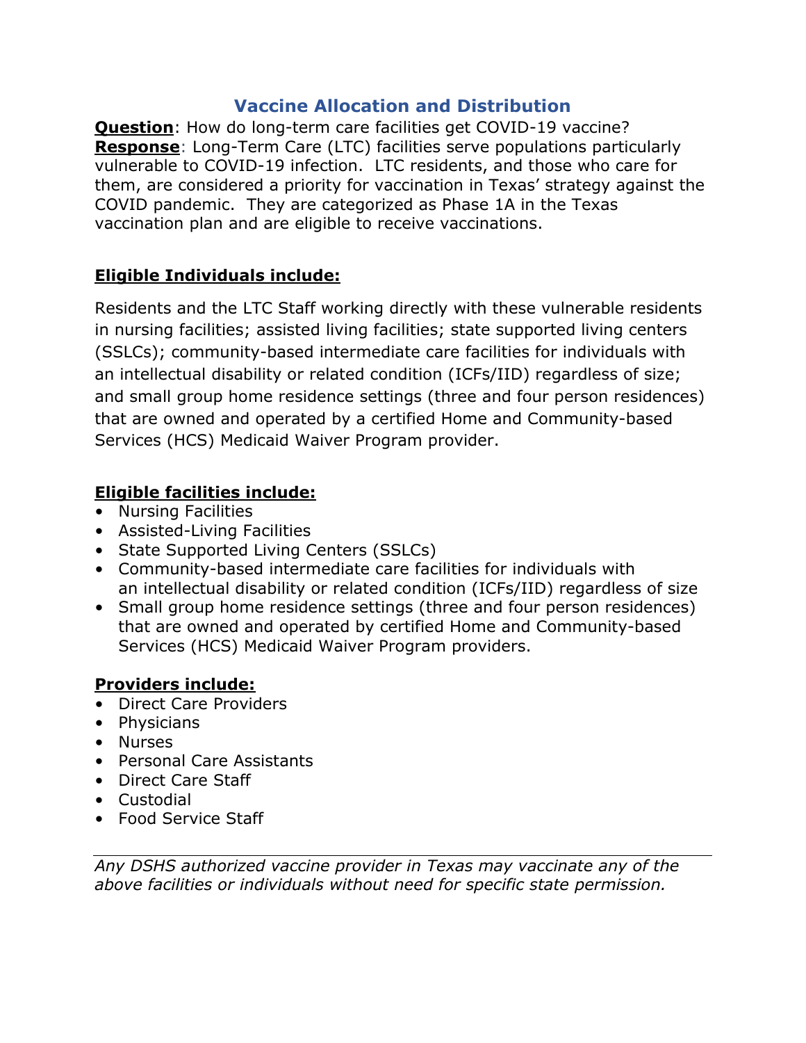## Vaccine Allocation and Distribution

**Question**: How do long-term care facilities get COVID-19 vaccine?
**Response**: Long-Term Care (LTC) facilities serve populations particularly vulnerable to COVID-19 infection. LTC residents, and those who care for them, are considered a priority for vaccination in Texas' strategy against the COVID pandemic. They are categorized as Phase 1A in the Texas vaccination plan and are eligible to receive vaccinations.

**Eligible Individuals include:**

Residents and the LTC Staff working directly with these vulnerable residents in nursing facilities; assisted living facilities; state supported living centers (SSLCs); community-based intermediate care facilities for individuals with an intellectual disability or related condition (ICFs/IID) regardless of size; and small group home residence settings (three and four person residences) that are owned and operated by a certified Home and Community-based Services (HCS) Medicaid Waiver Program provider.

**Eligible facilities include:**

- Nursing Facilities
- Assisted-Living Facilities
- State Supported Living Centers (SSLCs)
- Community-based intermediate care facilities for individuals with an intellectual disability or related condition (ICFs/IID) regardless of size
- Small group home residence settings (three and four person residences) that are owned and operated by certified Home and Community-based Services (HCS) Medicaid Waiver Program providers.

**Providers include:**

- Direct Care Providers
- Physicians
- Nurses
- Personal Care Assistants
- Direct Care Staff
- Custodial
- Food Service Staff

---

*Any DSHS authorized vaccine provider in Texas may vaccinate any of the above facilities or individuals without need for specific state permission.*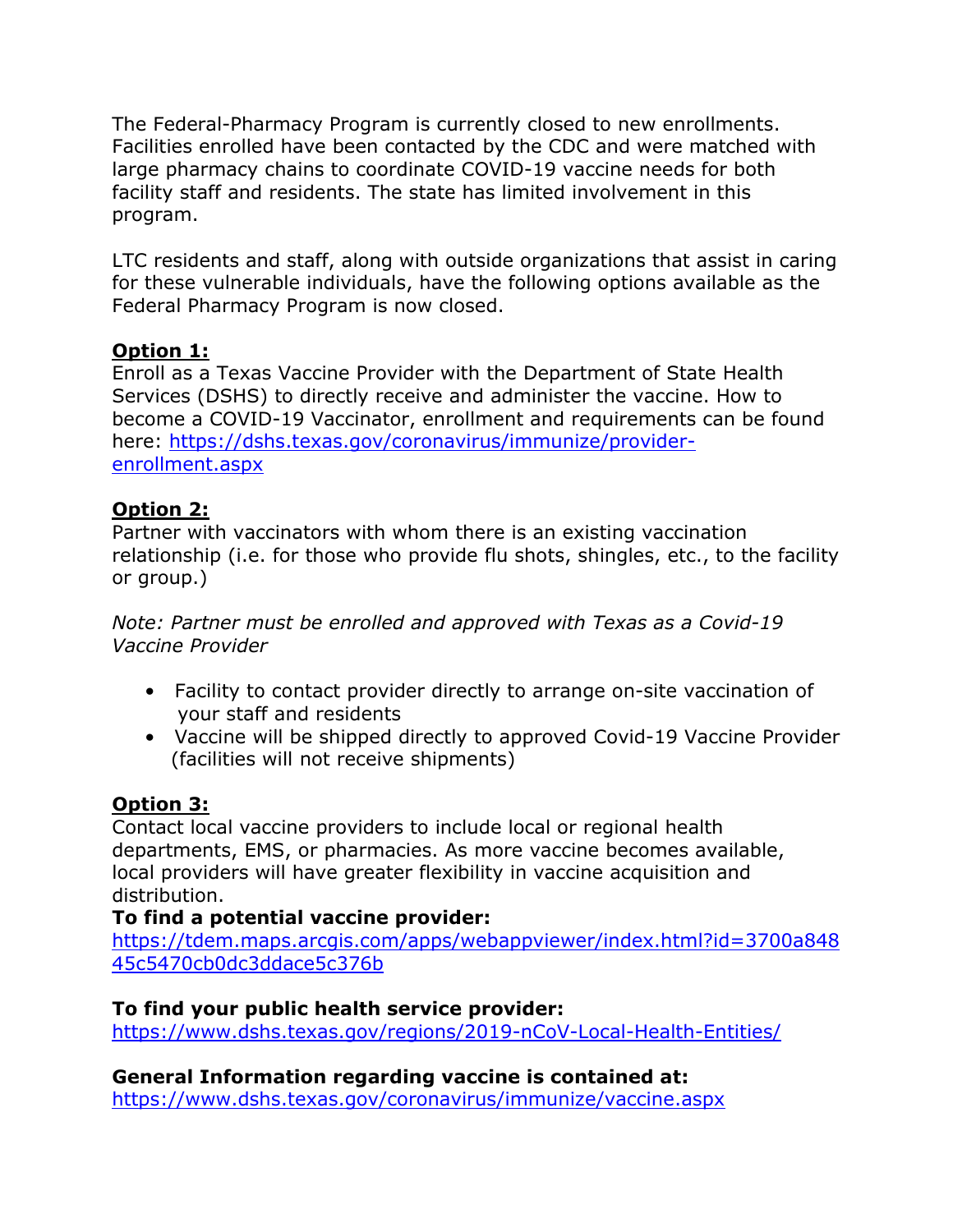The Federal-Pharmacy Program is currently closed to new enrollments. Facilities enrolled have been contacted by the CDC and were matched with large pharmacy chains to coordinate COVID-19 vaccine needs for both facility staff and residents. The state has limited involvement in this program.

LTC residents and staff, along with outside organizations that assist in caring for these vulnerable individuals, have the following options available as the Federal Pharmacy Program is now closed.

**Option 1:**

Enroll as a Texas Vaccine Provider with the Department of State Health Services (DSHS) to directly receive and administer the vaccine. How to become a COVID-19 Vaccinator, enrollment and requirements can be found here: [https://dshs.texas.gov/coronavirus/immunize/provider-enrollment.aspx](https://dshs.texas.gov/coronavirus/immunize/provider-enrollment.aspx)

**Option 2:**

Partner with vaccinators with whom there is an existing vaccination relationship (i.e. for those who provide flu shots, shingles, etc., to the facility or group.)

*Note: Partner must be enrolled and approved with Texas as a Covid-19 Vaccine Provider*

- Facility to contact provider directly to arrange on-site vaccination of your staff and residents
- Vaccine will be shipped directly to approved Covid-19 Vaccine Provider (facilities will not receive shipments)

**Option 3:**

Contact local vaccine providers to include local or regional health departments, EMS, or pharmacies. As more vaccine becomes available, local providers will have greater flexibility in vaccine acquisition and distribution.

**To find a potential vaccine provider:**
[https://tdem.maps.arcgis.com/apps/webappviewer/index.html?id=3700a84845c5470cb0dc3ddace5c376b](https://tdem.maps.arcgis.com/apps/webappviewer/index.html?id=3700a84845c5470cb0dc3ddace5c376b)

**To find your public health service provider:**
[https://www.dshs.texas.gov/regions/2019-nCoV-Local-Health-Entities/](https://www.dshs.texas.gov/regions/2019-nCoV-Local-Health-Entities/)

**General Information regarding vaccine is contained at:**
[https://www.dshs.texas.gov/coronavirus/immunize/vaccine.aspx](https://www.dshs.texas.gov/coronavirus/immunize/vaccine.aspx)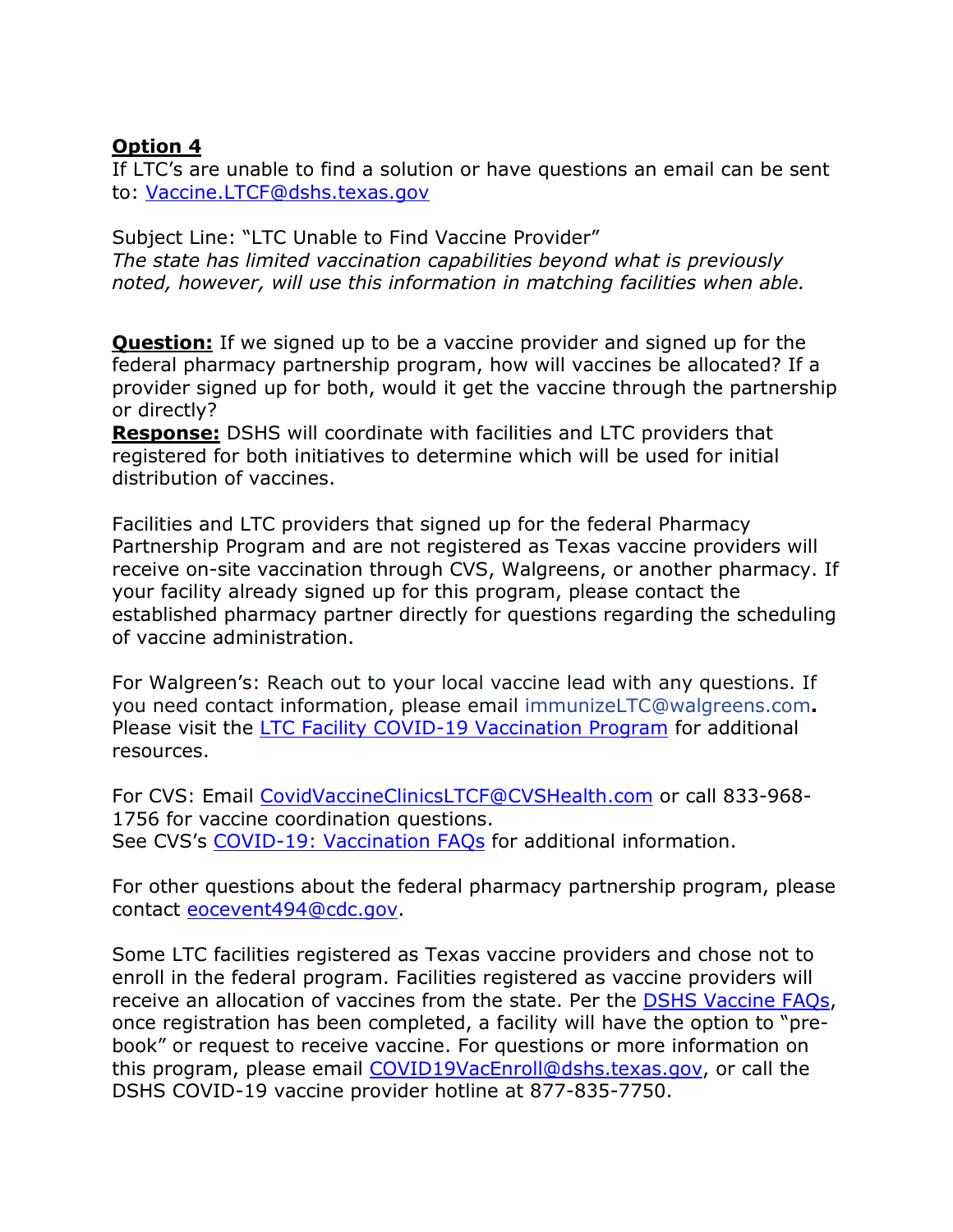**Option 4**
If LTC's are unable to find a solution or have questions an email can be sent to: [Vaccine.LTCF@dshs.texas.gov](mailto:Vaccine.LTCF@dshs.texas.gov)

Subject Line: "LTC Unable to Find Vaccine Provider"
*The state has limited vaccination capabilities beyond what is previously noted, however, will use this information in matching facilities when able.*

**Question:** If we signed up to be a vaccine provider and signed up for the federal pharmacy partnership program, how will vaccines be allocated? If a provider signed up for both, would it get the vaccine through the partnership or directly?
**Response:** DSHS will coordinate with facilities and LTC providers that registered for both initiatives to determine which will be used for initial distribution of vaccines.

Facilities and LTC providers that signed up for the federal Pharmacy Partnership Program and are not registered as Texas vaccine providers will receive on-site vaccination through CVS, Walgreens, or another pharmacy. If your facility already signed up for this program, please contact the established pharmacy partner directly for questions regarding the scheduling of vaccine administration.

For Walgreen's: Reach out to your local vaccine lead with any questions. If you need contact information, please email immunizeLTC@walgreens.com**.** Please visit the LTC Facility COVID-19 Vaccination Program for additional resources.

For CVS: Email [CovidVaccineClinicsLTCF@CVSHealth.com](mailto:CovidVaccineClinicsLTCF@CVSHealth.com) or call 833-968-1756 for vaccine coordination questions.
See CVS's COVID-19: Vaccination FAQs for additional information.

For other questions about the federal pharmacy partnership program, please contact [eocevent494@cdc.gov](mailto:eocevent494@cdc.gov).

Some LTC facilities registered as Texas vaccine providers and chose not to enroll in the federal program. Facilities registered as vaccine providers will receive an allocation of vaccines from the state. Per the DSHS Vaccine FAQs, once registration has been completed, a facility will have the option to "pre-book" or request to receive vaccine. For questions or more information on this program, please email [COVID19VacEnroll@dshs.texas.gov](mailto:COVID19VacEnroll@dshs.texas.gov), or call the DSHS COVID-19 vaccine provider hotline at 877-835-7750.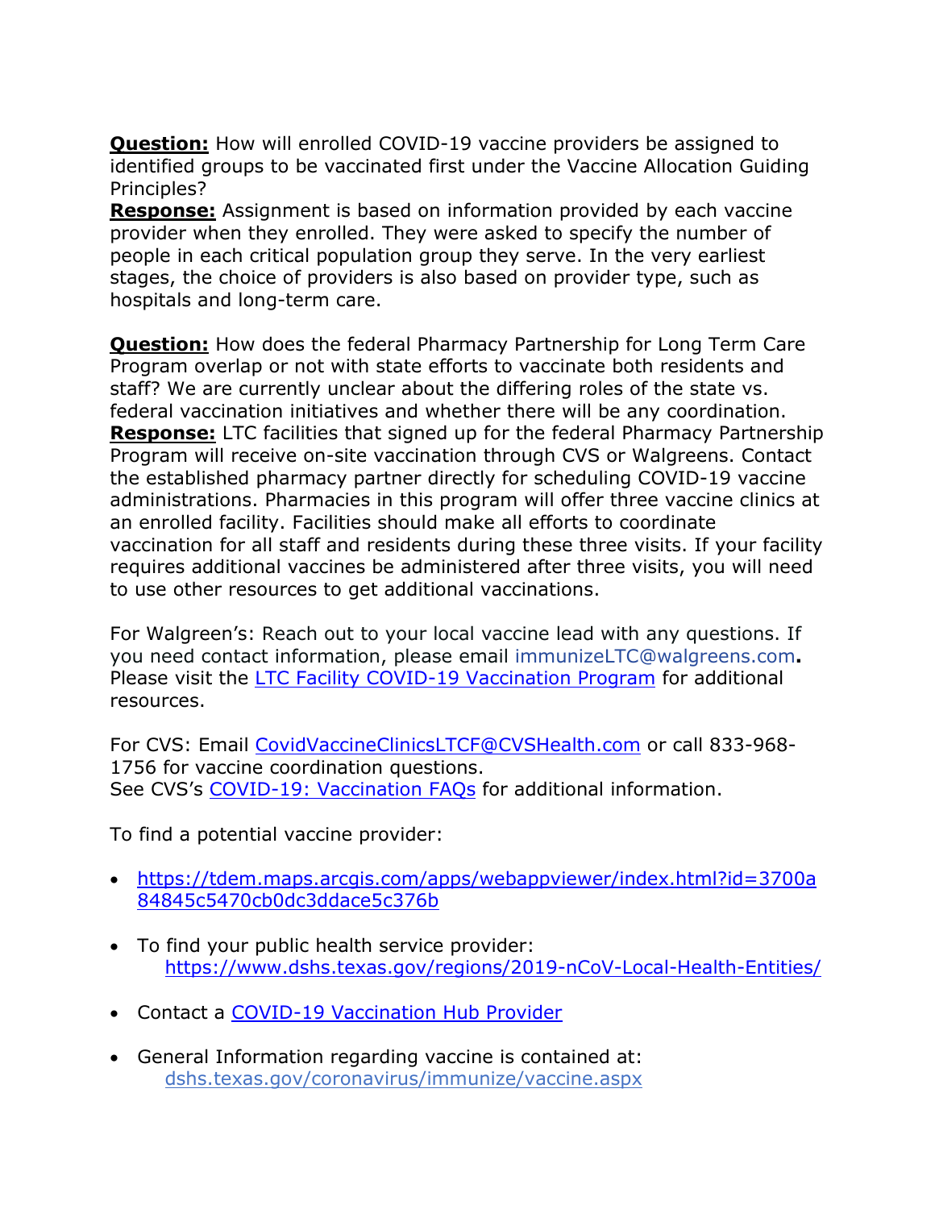**<u>Question:</u>** How will enrolled COVID-19 vaccine providers be assigned to identified groups to be vaccinated first under the Vaccine Allocation Guiding Principles?
**<u>Response:</u>** Assignment is based on information provided by each vaccine provider when they enrolled. They were asked to specify the number of people in each critical population group they serve. In the very earliest stages, the choice of providers is also based on provider type, such as hospitals and long-term care.

**<u>Question:</u>** How does the federal Pharmacy Partnership for Long Term Care Program overlap or not with state efforts to vaccinate both residents and staff? We are currently unclear about the differing roles of the state vs. federal vaccination initiatives and whether there will be any coordination.
**<u>Response:</u>** LTC facilities that signed up for the federal Pharmacy Partnership Program will receive on-site vaccination through CVS or Walgreens. Contact the established pharmacy partner directly for scheduling COVID-19 vaccine administrations. Pharmacies in this program will offer three vaccine clinics at an enrolled facility. Facilities should make all efforts to coordinate vaccination for all staff and residents during these three visits. If your facility requires additional vaccines be administered after three visits, you will need to use other resources to get additional vaccinations.

For Walgreen's: Reach out to your local vaccine lead with any questions. If you need contact information, please email immunizeLTC@walgreens.com**.** Please visit the LTC Facility COVID-19 Vaccination Program for additional resources.

For CVS: Email CovidVaccineClinicsLTCF@CVSHealth.com or call 833-968-1756 for vaccine coordination questions.
See CVS's COVID-19: Vaccination FAQs for additional information.

To find a potential vaccine provider:

- https://tdem.maps.arcgis.com/apps/webappviewer/index.html?id=3700a84845c5470cb0dc3ddace5c376b
- To find your public health service provider: https://www.dshs.texas.gov/regions/2019-nCoV-Local-Health-Entities/
- Contact a COVID-19 Vaccination Hub Provider
- General Information regarding vaccine is contained at: dshs.texas.gov/coronavirus/immunize/vaccine.aspx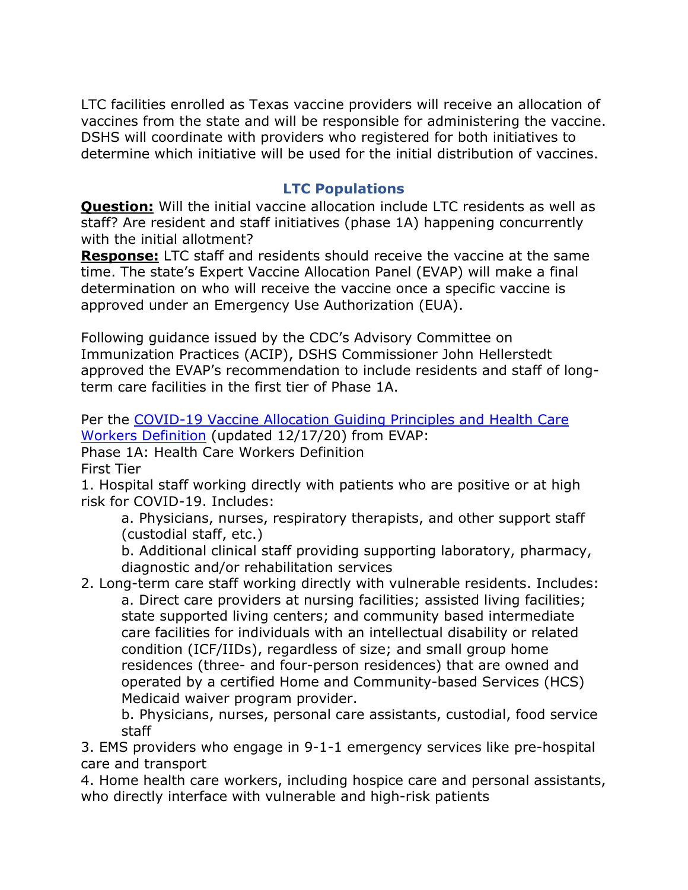LTC facilities enrolled as Texas vaccine providers will receive an allocation of vaccines from the state and will be responsible for administering the vaccine. DSHS will coordinate with providers who registered for both initiatives to determine which initiative will be used for the initial distribution of vaccines.

## LTC Populations

**Question:** Will the initial vaccine allocation include LTC residents as well as staff? Are resident and staff initiatives (phase 1A) happening concurrently with the initial allotment?

**Response:** LTC staff and residents should receive the vaccine at the same time. The state's Expert Vaccine Allocation Panel (EVAP) will make a final determination on who will receive the vaccine once a specific vaccine is approved under an Emergency Use Authorization (EUA).

Following guidance issued by the CDC's Advisory Committee on Immunization Practices (ACIP), DSHS Commissioner John Hellerstedt approved the EVAP's recommendation to include residents and staff of long-term care facilities in the first tier of Phase 1A.

Per the COVID-19 Vaccine Allocation Guiding Principles and Health Care Workers Definition (updated 12/17/20) from EVAP:

Phase 1A: Health Care Workers Definition

First Tier

1. Hospital staff working directly with patients who are positive or at high risk for COVID-19. Includes:
   a. Physicians, nurses, respiratory therapists, and other support staff (custodial staff, etc.)
   b. Additional clinical staff providing supporting laboratory, pharmacy, diagnostic and/or rehabilitation services
2. Long-term care staff working directly with vulnerable residents. Includes:
   a. Direct care providers at nursing facilities; assisted living facilities; state supported living centers; and community based intermediate care facilities for individuals with an intellectual disability or related condition (ICF/IIDs), regardless of size; and small group home residences (three- and four-person residences) that are owned and operated by a certified Home and Community-based Services (HCS) Medicaid waiver program provider.
   b. Physicians, nurses, personal care assistants, custodial, food service staff
3. EMS providers who engage in 9-1-1 emergency services like pre-hospital care and transport
4. Home health care workers, including hospice care and personal assistants, who directly interface with vulnerable and high-risk patients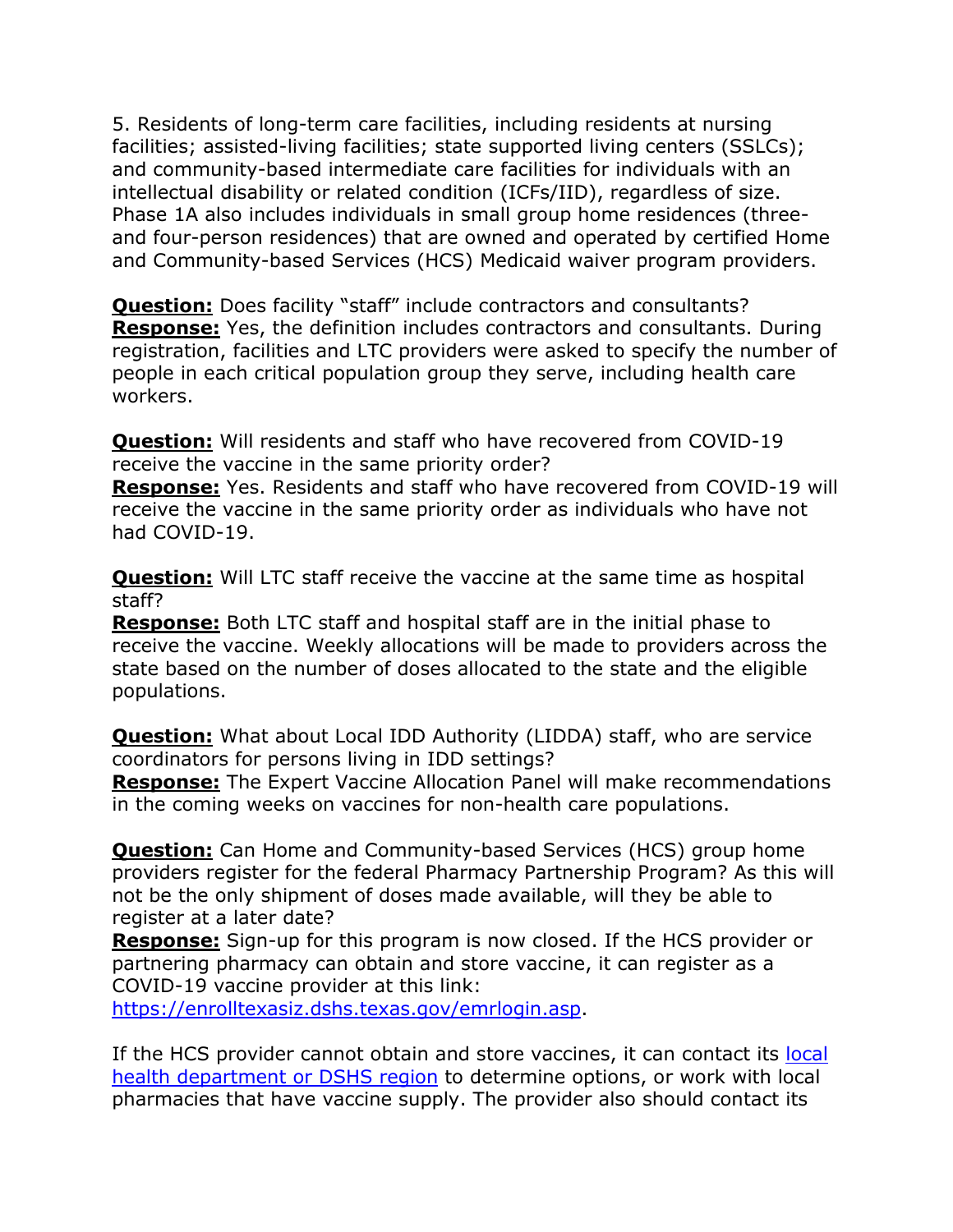5. Residents of long-term care facilities, including residents at nursing facilities; assisted-living facilities; state supported living centers (SSLCs); and community-based intermediate care facilities for individuals with an intellectual disability or related condition (ICFs/IID), regardless of size. Phase 1A also includes individuals in small group home residences (three- and four-person residences) that are owned and operated by certified Home and Community-based Services (HCS) Medicaid waiver program providers.

**Question:** Does facility "staff" include contractors and consultants?
**Response:** Yes, the definition includes contractors and consultants. During registration, facilities and LTC providers were asked to specify the number of people in each critical population group they serve, including health care workers.

**Question:** Will residents and staff who have recovered from COVID-19 receive the vaccine in the same priority order?
**Response:** Yes. Residents and staff who have recovered from COVID-19 will receive the vaccine in the same priority order as individuals who have not had COVID-19.

**Question:** Will LTC staff receive the vaccine at the same time as hospital staff?
**Response:** Both LTC staff and hospital staff are in the initial phase to receive the vaccine. Weekly allocations will be made to providers across the state based on the number of doses allocated to the state and the eligible populations.

**Question:** What about Local IDD Authority (LIDDA) staff, who are service coordinators for persons living in IDD settings?
**Response:** The Expert Vaccine Allocation Panel will make recommendations in the coming weeks on vaccines for non-health care populations.

**Question:** Can Home and Community-based Services (HCS) group home providers register for the federal Pharmacy Partnership Program? As this will not be the only shipment of doses made available, will they be able to register at a later date?
**Response:** Sign-up for this program is now closed. If the HCS provider or partnering pharmacy can obtain and store vaccine, it can register as a COVID-19 vaccine provider at this link: [https://enrolltexasiz.dshs.texas.gov/emrlogin.asp](https://enrolltexasiz.dshs.texas.gov/emrlogin.asp).

If the HCS provider cannot obtain and store vaccines, it can contact its [local health department or DSHS region](#) to determine options, or work with local pharmacies that have vaccine supply. The provider also should contact its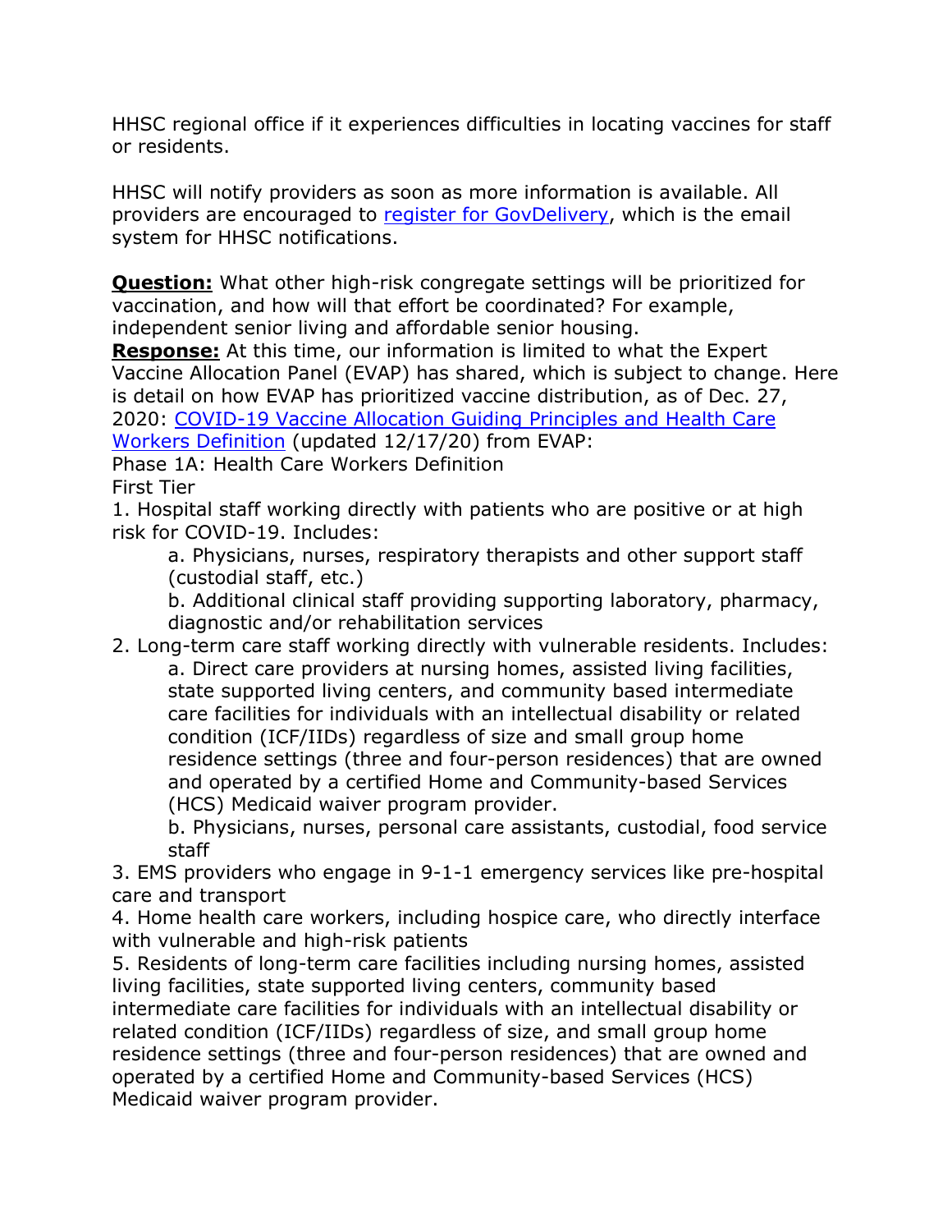HHSC regional office if it experiences difficulties in locating vaccines for staff or residents.

HHSC will notify providers as soon as more information is available. All providers are encouraged to [register for GovDelivery](), which is the email system for HHSC notifications.

**Question:** What other high-risk congregate settings will be prioritized for vaccination, and how will that effort be coordinated? For example, independent senior living and affordable senior housing.

**Response:** At this time, our information is limited to what the Expert Vaccine Allocation Panel (EVAP) has shared, which is subject to change. Here is detail on how EVAP has prioritized vaccine distribution, as of Dec. 27, 2020: [COVID-19 Vaccine Allocation Guiding Principles and Health Care Workers Definition]() (updated 12/17/20) from EVAP:

Phase 1A: Health Care Workers Definition

First Tier

1. Hospital staff working directly with patients who are positive or at high risk for COVID-19. Includes:
   a. Physicians, nurses, respiratory therapists and other support staff (custodial staff, etc.)
   b. Additional clinical staff providing supporting laboratory, pharmacy, diagnostic and/or rehabilitation services
2. Long-term care staff working directly with vulnerable residents. Includes:
   a. Direct care providers at nursing homes, assisted living facilities, state supported living centers, and community based intermediate care facilities for individuals with an intellectual disability or related condition (ICF/IIDs) regardless of size and small group home residence settings (three and four-person residences) that are owned and operated by a certified Home and Community-based Services (HCS) Medicaid waiver program provider.
   b. Physicians, nurses, personal care assistants, custodial, food service staff
3. EMS providers who engage in 9-1-1 emergency services like pre-hospital care and transport
4. Home health care workers, including hospice care, who directly interface with vulnerable and high-risk patients
5. Residents of long-term care facilities including nursing homes, assisted living facilities, state supported living centers, community based intermediate care facilities for individuals with an intellectual disability or related condition (ICF/IIDs) regardless of size, and small group home residence settings (three and four-person residences) that are owned and operated by a certified Home and Community-based Services (HCS) Medicaid waiver program provider.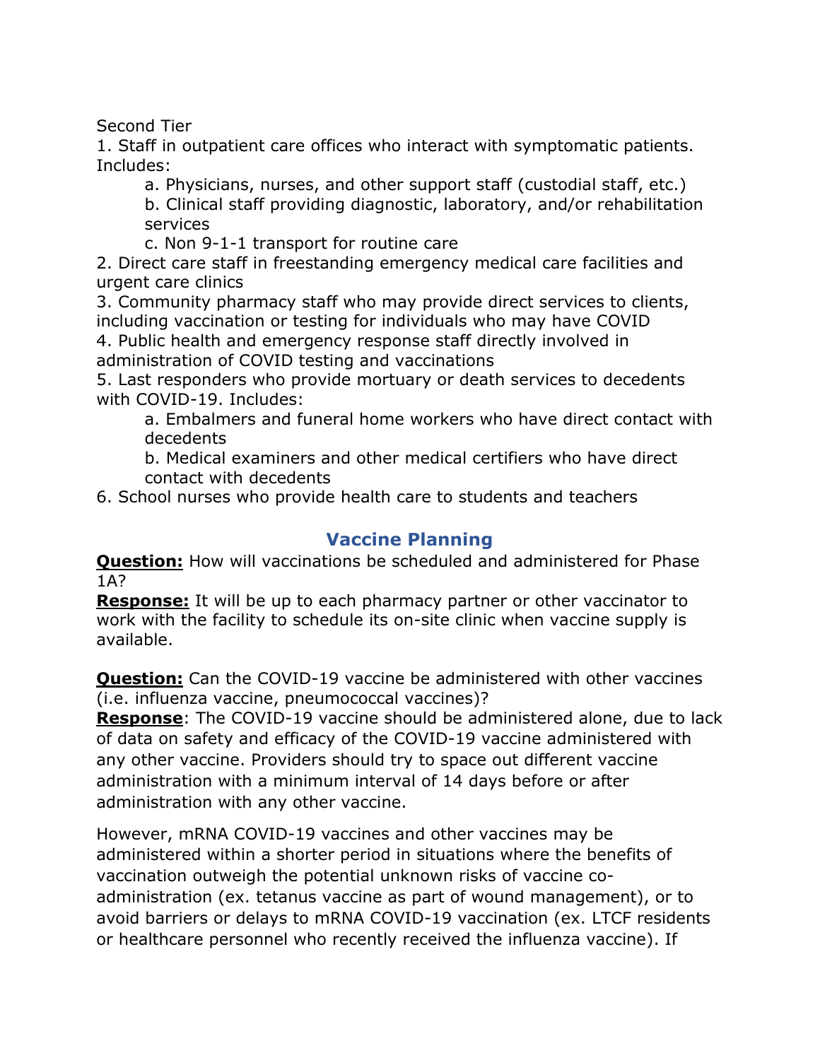Second Tier

1. Staff in outpatient care offices who interact with symptomatic patients. Includes:
    a. Physicians, nurses, and other support staff (custodial staff, etc.)
    b. Clinical staff providing diagnostic, laboratory, and/or rehabilitation services
    c. Non 9-1-1 transport for routine care
2. Direct care staff in freestanding emergency medical care facilities and urgent care clinics
3. Community pharmacy staff who may provide direct services to clients, including vaccination or testing for individuals who may have COVID
4. Public health and emergency response staff directly involved in administration of COVID testing and vaccinations
5. Last responders who provide mortuary or death services to decedents with COVID-19. Includes:
    a. Embalmers and funeral home workers who have direct contact with decedents
    b. Medical examiners and other medical certifiers who have direct contact with decedents
6. School nurses who provide health care to students and teachers

## Vaccine Planning

**Question:** How will vaccinations be scheduled and administered for Phase 1A?

**Response:** It will be up to each pharmacy partner or other vaccinator to work with the facility to schedule its on-site clinic when vaccine supply is available.

**Question:** Can the COVID-19 vaccine be administered with other vaccines (i.e. influenza vaccine, pneumococcal vaccines)?

**Response**: The COVID-19 vaccine should be administered alone, due to lack of data on safety and efficacy of the COVID-19 vaccine administered with any other vaccine. Providers should try to space out different vaccine administration with a minimum interval of 14 days before or after administration with any other vaccine.

However, mRNA COVID-19 vaccines and other vaccines may be administered within a shorter period in situations where the benefits of vaccination outweigh the potential unknown risks of vaccine co-administration (ex. tetanus vaccine as part of wound management), or to avoid barriers or delays to mRNA COVID-19 vaccination (ex. LTCF residents or healthcare personnel who recently received the influenza vaccine). If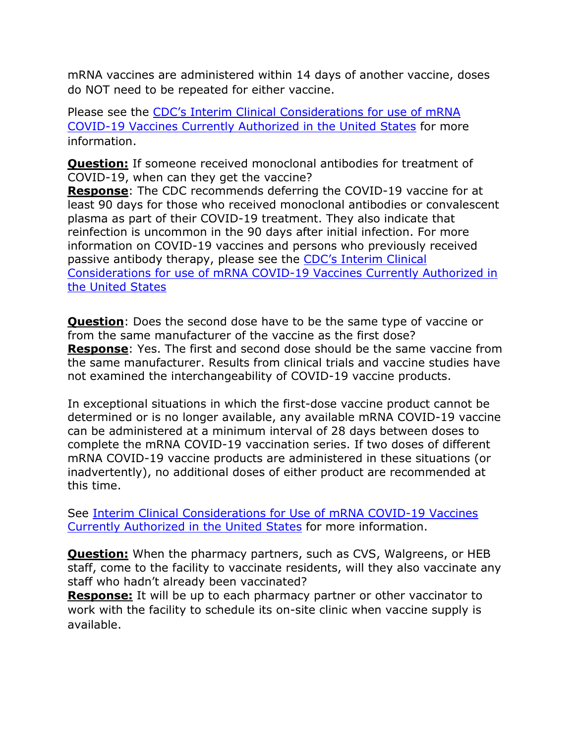mRNA vaccines are administered within 14 days of another vaccine, doses do NOT need to be repeated for either vaccine.

Please see the [CDC's Interim Clinical Considerations for use of mRNA COVID-19 Vaccines Currently Authorized in the United States]() for more information.

**Question:** If someone received monoclonal antibodies for treatment of COVID-19, when can they get the vaccine?
**Response**: The CDC recommends deferring the COVID-19 vaccine for at least 90 days for those who received monoclonal antibodies or convalescent plasma as part of their COVID-19 treatment. They also indicate that reinfection is uncommon in the 90 days after initial infection. For more information on COVID-19 vaccines and persons who previously received passive antibody therapy, please see the [CDC's Interim Clinical Considerations for use of mRNA COVID-19 Vaccines Currently Authorized in the United States]()

**Question**: Does the second dose have to be the same type of vaccine or from the same manufacturer of the vaccine as the first dose?
**Response**: Yes. The first and second dose should be the same vaccine from the same manufacturer. Results from clinical trials and vaccine studies have not examined the interchangeability of COVID-19 vaccine products.

In exceptional situations in which the first-dose vaccine product cannot be determined or is no longer available, any available mRNA COVID-19 vaccine can be administered at a minimum interval of 28 days between doses to complete the mRNA COVID-19 vaccination series. If two doses of different mRNA COVID-19 vaccine products are administered in these situations (or inadvertently), no additional doses of either product are recommended at this time.

See [Interim Clinical Considerations for Use of mRNA COVID-19 Vaccines Currently Authorized in the United States]() for more information.

**Question:** When the pharmacy partners, such as CVS, Walgreens, or HEB staff, come to the facility to vaccinate residents, will they also vaccinate any staff who hadn't already been vaccinated?
**Response:** It will be up to each pharmacy partner or other vaccinator to work with the facility to schedule its on-site clinic when vaccine supply is available.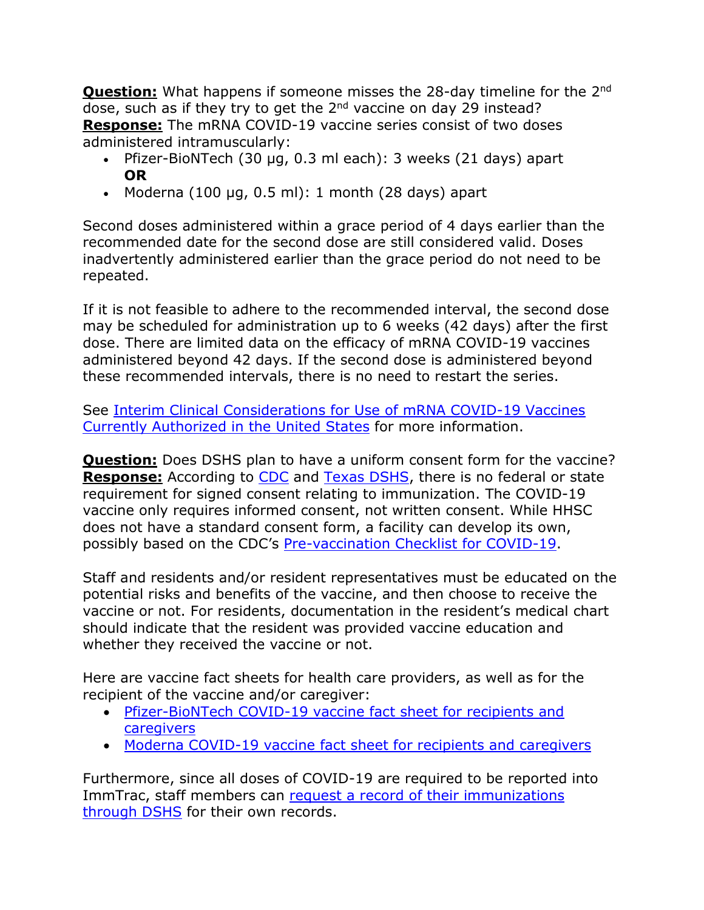**Question:** What happens if someone misses the 28-day timeline for the 2nd dose, such as if they try to get the 2nd vaccine on day 29 instead?
**Response:** The mRNA COVID-19 vaccine series consist of two doses administered intramuscularly:

- Pfizer-BioNTech (30 µg, 0.3 ml each): 3 weeks (21 days) apart
  **OR**
- Moderna (100 µg, 0.5 ml): 1 month (28 days) apart

Second doses administered within a grace period of 4 days earlier than the recommended date for the second dose are still considered valid. Doses inadvertently administered earlier than the grace period do not need to be repeated.

If it is not feasible to adhere to the recommended interval, the second dose may be scheduled for administration up to 6 weeks (42 days) after the first dose. There are limited data on the efficacy of mRNA COVID-19 vaccines administered beyond 42 days. If the second dose is administered beyond these recommended intervals, there is no need to restart the series.

See Interim Clinical Considerations for Use of mRNA COVID-19 Vaccines Currently Authorized in the United States for more information.

**Question:** Does DSHS plan to have a uniform consent form for the vaccine?
**Response:** According to CDC and Texas DSHS, there is no federal or state requirement for signed consent relating to immunization. The COVID-19 vaccine only requires informed consent, not written consent. While HHSC does not have a standard consent form, a facility can develop its own, possibly based on the CDC's Pre-vaccination Checklist for COVID-19.

Staff and residents and/or resident representatives must be educated on the potential risks and benefits of the vaccine, and then choose to receive the vaccine or not. For residents, documentation in the resident's medical chart should indicate that the resident was provided vaccine education and whether they received the vaccine or not.

Here are vaccine fact sheets for health care providers, as well as for the recipient of the vaccine and/or caregiver:

- Pfizer-BioNTech COVID-19 vaccine fact sheet for recipients and caregivers
- Moderna COVID-19 vaccine fact sheet for recipients and caregivers

Furthermore, since all doses of COVID-19 are required to be reported into ImmTrac, staff members can request a record of their immunizations through DSHS for their own records.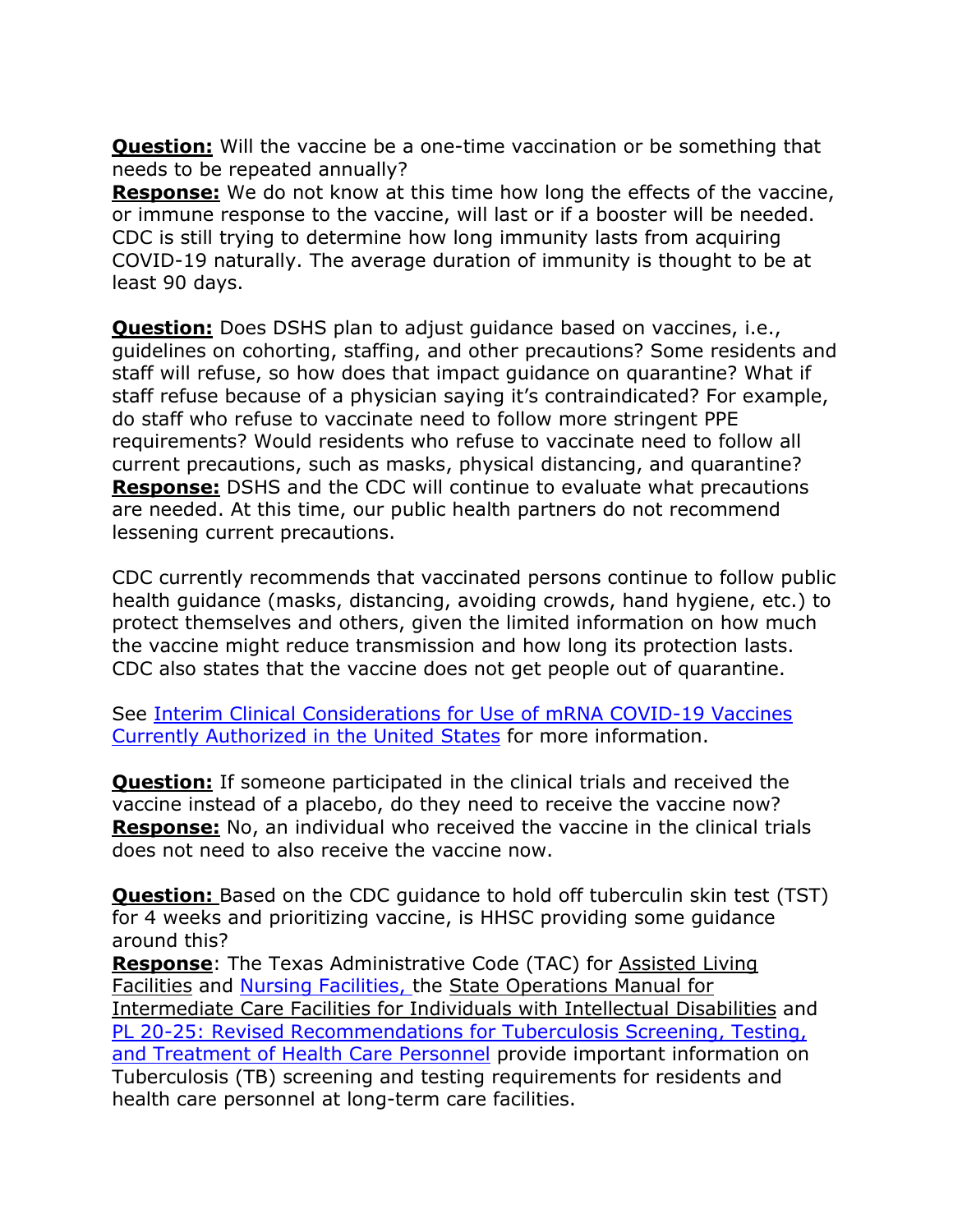**Question:** Will the vaccine be a one-time vaccination or be something that needs to be repeated annually?
**Response:** We do not know at this time how long the effects of the vaccine, or immune response to the vaccine, will last or if a booster will be needed. CDC is still trying to determine how long immunity lasts from acquiring COVID-19 naturally. The average duration of immunity is thought to be at least 90 days.

**Question:** Does DSHS plan to adjust guidance based on vaccines, i.e., guidelines on cohorting, staffing, and other precautions? Some residents and staff will refuse, so how does that impact guidance on quarantine? What if staff refuse because of a physician saying it's contraindicated? For example, do staff who refuse to vaccinate need to follow more stringent PPE requirements? Would residents who refuse to vaccinate need to follow all current precautions, such as masks, physical distancing, and quarantine?
**Response:** DSHS and the CDC will continue to evaluate what precautions are needed. At this time, our public health partners do not recommend lessening current precautions.

CDC currently recommends that vaccinated persons continue to follow public health guidance (masks, distancing, avoiding crowds, hand hygiene, etc.) to protect themselves and others, given the limited information on how much the vaccine might reduce transmission and how long its protection lasts. CDC also states that the vaccine does not get people out of quarantine.

See Interim Clinical Considerations for Use of mRNA COVID-19 Vaccines Currently Authorized in the United States for more information.

**Question:** If someone participated in the clinical trials and received the vaccine instead of a placebo, do they need to receive the vaccine now?
**Response:** No, an individual who received the vaccine in the clinical trials does not need to also receive the vaccine now.

**Question:** Based on the CDC guidance to hold off tuberculin skin test (TST) for 4 weeks and prioritizing vaccine, is HHSC providing some guidance around this?
**Response**: The Texas Administrative Code (TAC) for Assisted Living Facilities and Nursing Facilities, the State Operations Manual for Intermediate Care Facilities for Individuals with Intellectual Disabilities and PL 20-25: Revised Recommendations for Tuberculosis Screening, Testing, and Treatment of Health Care Personnel provide important information on Tuberculosis (TB) screening and testing requirements for residents and health care personnel at long-term care facilities.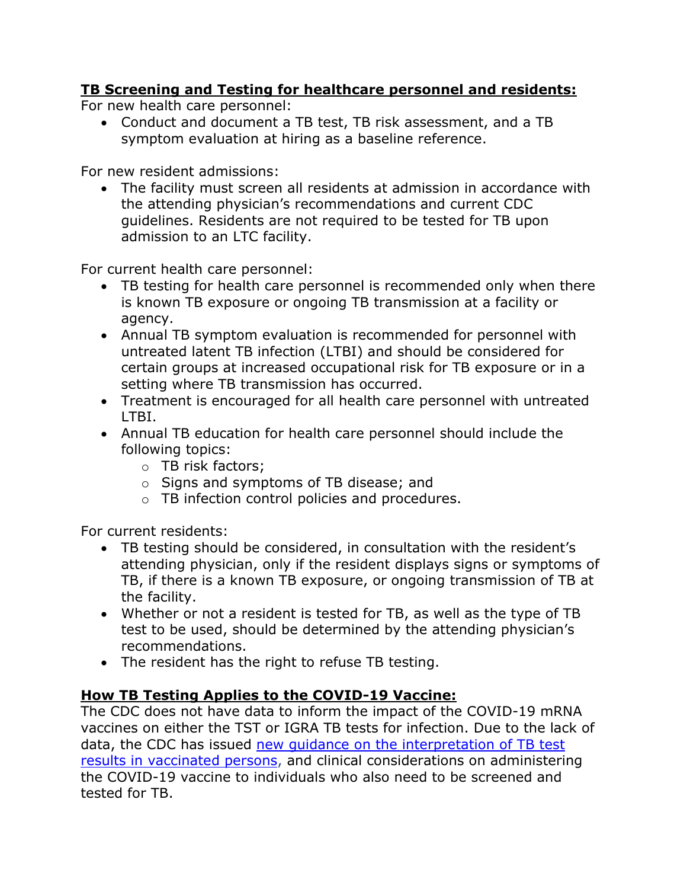**TB Screening and Testing for healthcare personnel and residents:**

For new health care personnel:

- Conduct and document a TB test, TB risk assessment, and a TB symptom evaluation at hiring as a baseline reference.

For new resident admissions:

- The facility must screen all residents at admission in accordance with the attending physician's recommendations and current CDC guidelines. Residents are not required to be tested for TB upon admission to an LTC facility.

For current health care personnel:

- TB testing for health care personnel is recommended only when there is known TB exposure or ongoing TB transmission at a facility or agency.
- Annual TB symptom evaluation is recommended for personnel with untreated latent TB infection (LTBI) and should be considered for certain groups at increased occupational risk for TB exposure or in a setting where TB transmission has occurred.
- Treatment is encouraged for all health care personnel with untreated LTBI.
- Annual TB education for health care personnel should include the following topics:
  - TB risk factors;
  - Signs and symptoms of TB disease; and
  - TB infection control policies and procedures.

For current residents:

- TB testing should be considered, in consultation with the resident's attending physician, only if the resident displays signs or symptoms of TB, if there is a known TB exposure, or ongoing transmission of TB at the facility.
- Whether or not a resident is tested for TB, as well as the type of TB test to be used, should be determined by the attending physician's recommendations.
- The resident has the right to refuse TB testing.

**How TB Testing Applies to the COVID-19 Vaccine:**

The CDC does not have data to inform the impact of the COVID-19 mRNA vaccines on either the TST or IGRA TB tests for infection. Due to the lack of data, the CDC has issued new guidance on the interpretation of TB test results in vaccinated persons, and clinical considerations on administering the COVID-19 vaccine to individuals who also need to be screened and tested for TB.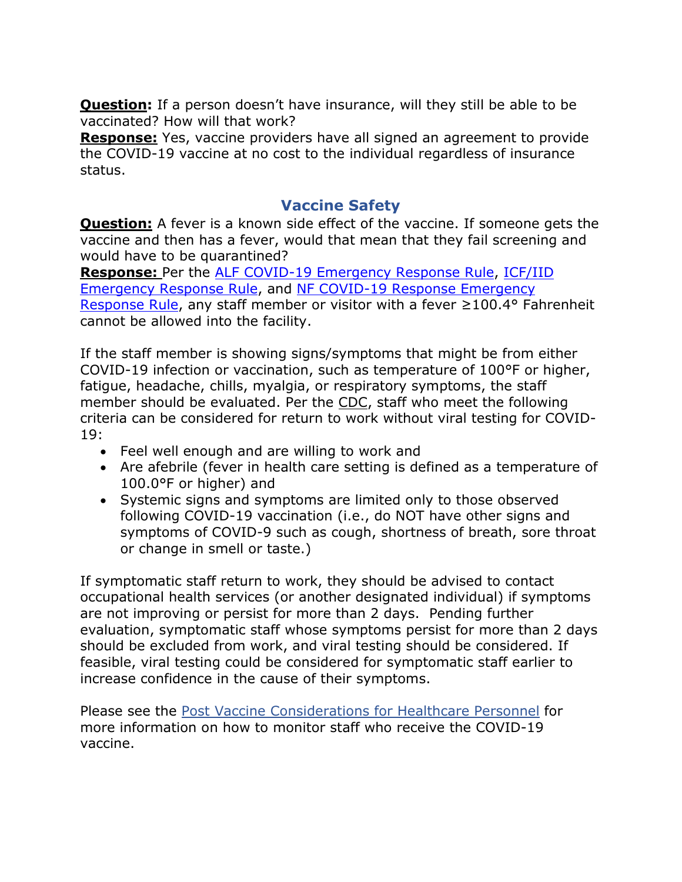**Question:** If a person doesn't have insurance, will they still be able to be vaccinated? How will that work?
**Response:** Yes, vaccine providers have all signed an agreement to provide the COVID-19 vaccine at no cost to the individual regardless of insurance status.

## Vaccine Safety

**Question:** A fever is a known side effect of the vaccine. If someone gets the vaccine and then has a fever, would that mean that they fail screening and would have to be quarantined?
**Response:** Per the ALF COVID-19 Emergency Response Rule, ICF/IID Emergency Response Rule, and NF COVID-19 Response Emergency Response Rule, any staff member or visitor with a fever ≥100.4° Fahrenheit cannot be allowed into the facility.

If the staff member is showing signs/symptoms that might be from either COVID-19 infection or vaccination, such as temperature of 100°F or higher, fatigue, headache, chills, myalgia, or respiratory symptoms, the staff member should be evaluated. Per the CDC, staff who meet the following criteria can be considered for return to work without viral testing for COVID-19:

- Feel well enough and are willing to work and
- Are afebrile (fever in health care setting is defined as a temperature of 100.0°F or higher) and
- Systemic signs and symptoms are limited only to those observed following COVID-19 vaccination (i.e., do NOT have other signs and symptoms of COVID-9 such as cough, shortness of breath, sore throat or change in smell or taste.)

If symptomatic staff return to work, they should be advised to contact occupational health services (or another designated individual) if symptoms are not improving or persist for more than 2 days. Pending further evaluation, symptomatic staff whose symptoms persist for more than 2 days should be excluded from work, and viral testing should be considered. If feasible, viral testing could be considered for symptomatic staff earlier to increase confidence in the cause of their symptoms.

Please see the Post Vaccine Considerations for Healthcare Personnel for more information on how to monitor staff who receive the COVID-19 vaccine.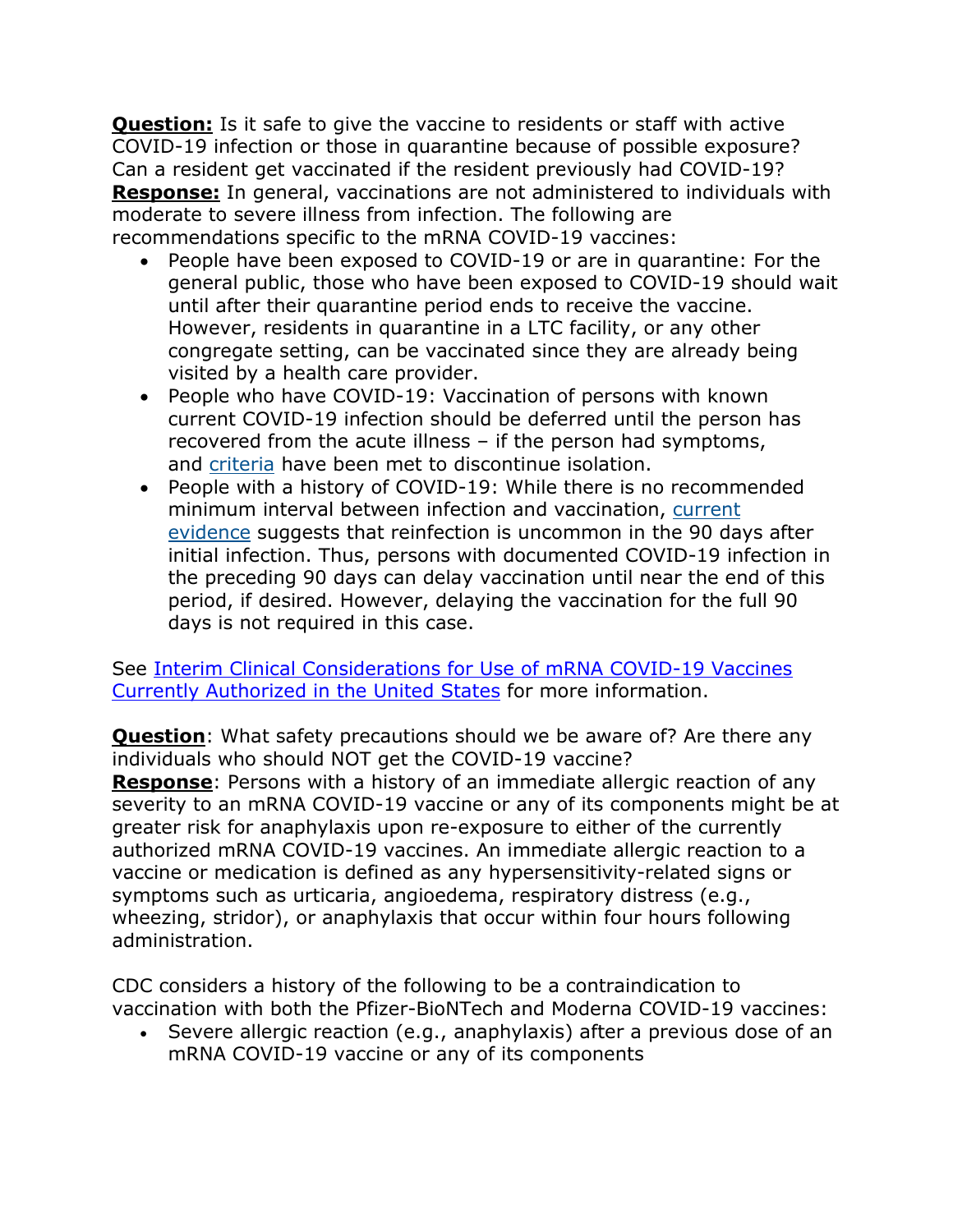**Question:** Is it safe to give the vaccine to residents or staff with active COVID-19 infection or those in quarantine because of possible exposure? Can a resident get vaccinated if the resident previously had COVID-19?
**Response:** In general, vaccinations are not administered to individuals with moderate to severe illness from infection. The following are recommendations specific to the mRNA COVID-19 vaccines:

- People have been exposed to COVID-19 or are in quarantine: For the general public, those who have been exposed to COVID-19 should wait until after their quarantine period ends to receive the vaccine. However, residents in quarantine in a LTC facility, or any other congregate setting, can be vaccinated since they are already being visited by a health care provider.
- People who have COVID-19: Vaccination of persons with known current COVID-19 infection should be deferred until the person has recovered from the acute illness – if the person had symptoms, and criteria have been met to discontinue isolation.
- People with a history of COVID-19: While there is no recommended minimum interval between infection and vaccination, current evidence suggests that reinfection is uncommon in the 90 days after initial infection. Thus, persons with documented COVID-19 infection in the preceding 90 days can delay vaccination until near the end of this period, if desired. However, delaying the vaccination for the full 90 days is not required in this case.

See Interim Clinical Considerations for Use of mRNA COVID-19 Vaccines Currently Authorized in the United States for more information.

**Question**: What safety precautions should we be aware of? Are there any individuals who should NOT get the COVID-19 vaccine?
**Response**: Persons with a history of an immediate allergic reaction of any severity to an mRNA COVID-19 vaccine or any of its components might be at greater risk for anaphylaxis upon re-exposure to either of the currently authorized mRNA COVID-19 vaccines. An immediate allergic reaction to a vaccine or medication is defined as any hypersensitivity-related signs or symptoms such as urticaria, angioedema, respiratory distress (e.g., wheezing, stridor), or anaphylaxis that occur within four hours following administration.

CDC considers a history of the following to be a contraindication to vaccination with both the Pfizer-BioNTech and Moderna COVID-19 vaccines:

- Severe allergic reaction (e.g., anaphylaxis) after a previous dose of an mRNA COVID-19 vaccine or any of its components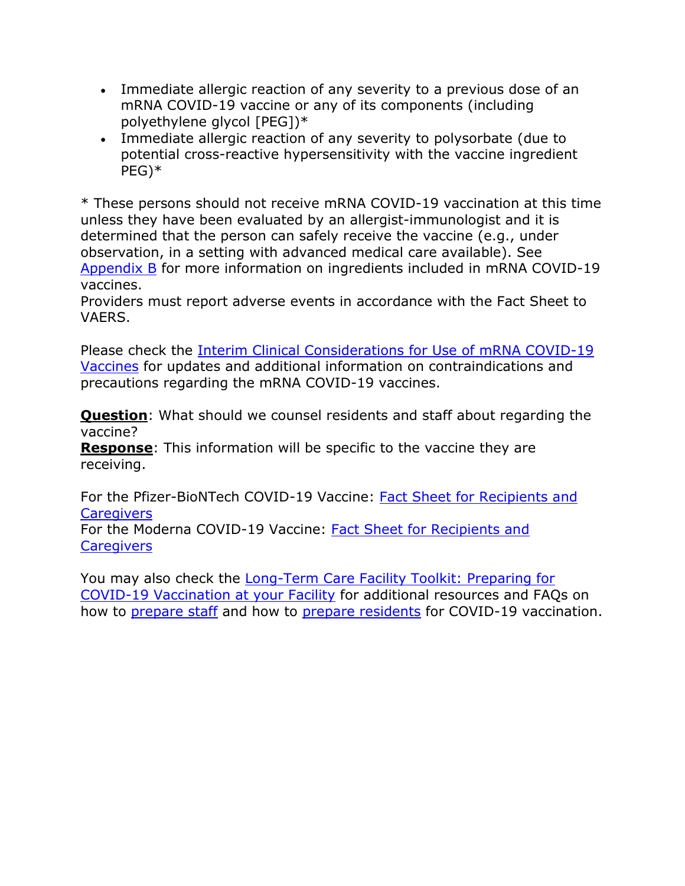- Immediate allergic reaction of any severity to a previous dose of an mRNA COVID-19 vaccine or any of its components (including polyethylene glycol [PEG])*
- Immediate allergic reaction of any severity to polysorbate (due to potential cross-reactive hypersensitivity with the vaccine ingredient PEG)*

* These persons should not receive mRNA COVID-19 vaccination at this time unless they have been evaluated by an allergist-immunologist and it is determined that the person can safely receive the vaccine (e.g., under observation, in a setting with advanced medical care available). See Appendix B for more information on ingredients included in mRNA COVID-19 vaccines.
Providers must report adverse events in accordance with the Fact Sheet to VAERS.

Please check the Interim Clinical Considerations for Use of mRNA COVID-19 Vaccines for updates and additional information on contraindications and precautions regarding the mRNA COVID-19 vaccines.

**Question**: What should we counsel residents and staff about regarding the vaccine?
**Response**: This information will be specific to the vaccine they are receiving.

For the Pfizer-BioNTech COVID-19 Vaccine: Fact Sheet for Recipients and Caregivers
For the Moderna COVID-19 Vaccine: Fact Sheet for Recipients and Caregivers

You may also check the Long-Term Care Facility Toolkit: Preparing for COVID-19 Vaccination at your Facility for additional resources and FAQs on how to prepare staff and how to prepare residents for COVID-19 vaccination.